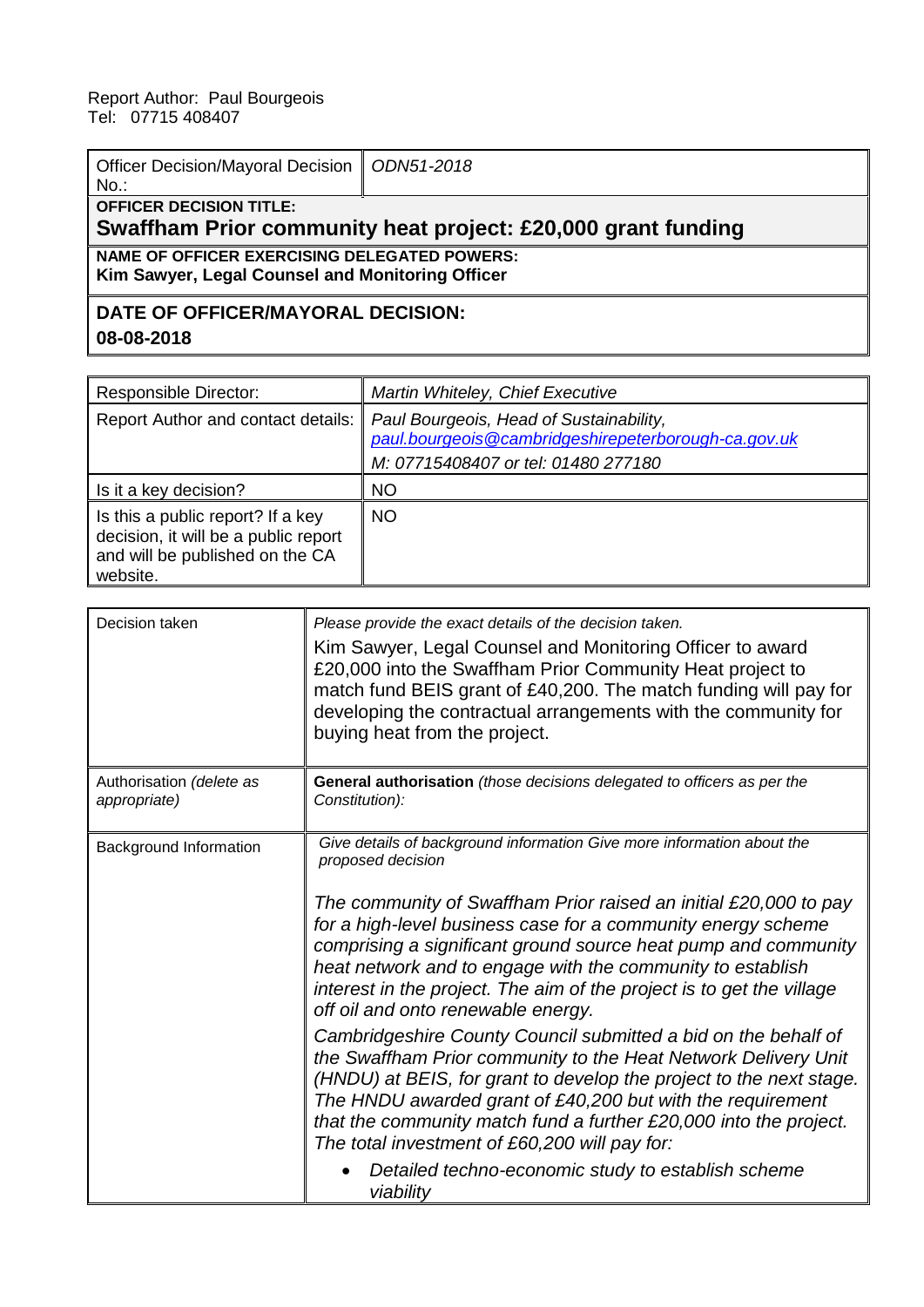Report Author: Paul Bourgeois
Tel: 07715 408407

| Officer Decision/Mayoral Decision No.: | *ODN51-2018* |
|---|---|
| **OFFICER DECISION TITLE:** **Swaffham Prior community heat project: £20,000 grant funding** | |
| **NAME OF OFFICER EXERCISING DELEGATED POWERS:** **Kim Sawyer, Legal Counsel and Monitoring Officer** | |
| **DATE OF OFFICER/MAYORAL DECISION:** **08-08-2018** | |

| Responsible Director: | *Martin Whiteley, Chief Executive* |
|---|---|
| Report Author and contact details: | *Paul Bourgeois, Head of Sustainability,* *paul.bourgeois@cambridgeshirepeterborough-ca.gov.uk* *M: 07715408407 or tel: 01480 277180* |
| Is it a key decision? | NO |
| Is this a public report? If a key decision, it will be a public report and will be published on the CA website. | NO |

| Decision taken | *Please provide the exact details of the decision taken.* Kim Sawyer, Legal Counsel and Monitoring Officer to award £20,000 into the Swaffham Prior Community Heat project to match fund BEIS grant of £40,200. The match funding will pay for developing the contractual arrangements with the community for buying heat from the project. |
|---|---|
| Authorisation *(delete as appropriate)* | **General authorisation** *(those decisions delegated to officers as per the Constitution):* |
| Background Information | *Give details of background information Give more information about the proposed decision* <br><br> *The community of Swaffham Prior raised an initial £20,000 to pay for a high-level business case for a community energy scheme comprising a significant ground source heat pump and community heat network and to engage with the community to establish interest in the project. The aim of the project is to get the village off oil and onto renewable energy.* <br><br> *Cambridgeshire County Council submitted a bid on the behalf of the Swaffham Prior community to the Heat Network Delivery Unit (HNDU) at BEIS, for grant to develop the project to the next stage. The HNDU awarded grant of £40,200 but with the requirement that the community match fund a further £20,000 into the project. The total investment of £60,200 will pay for:* <br><br> • *Detailed techno-economic study to establish scheme viability* |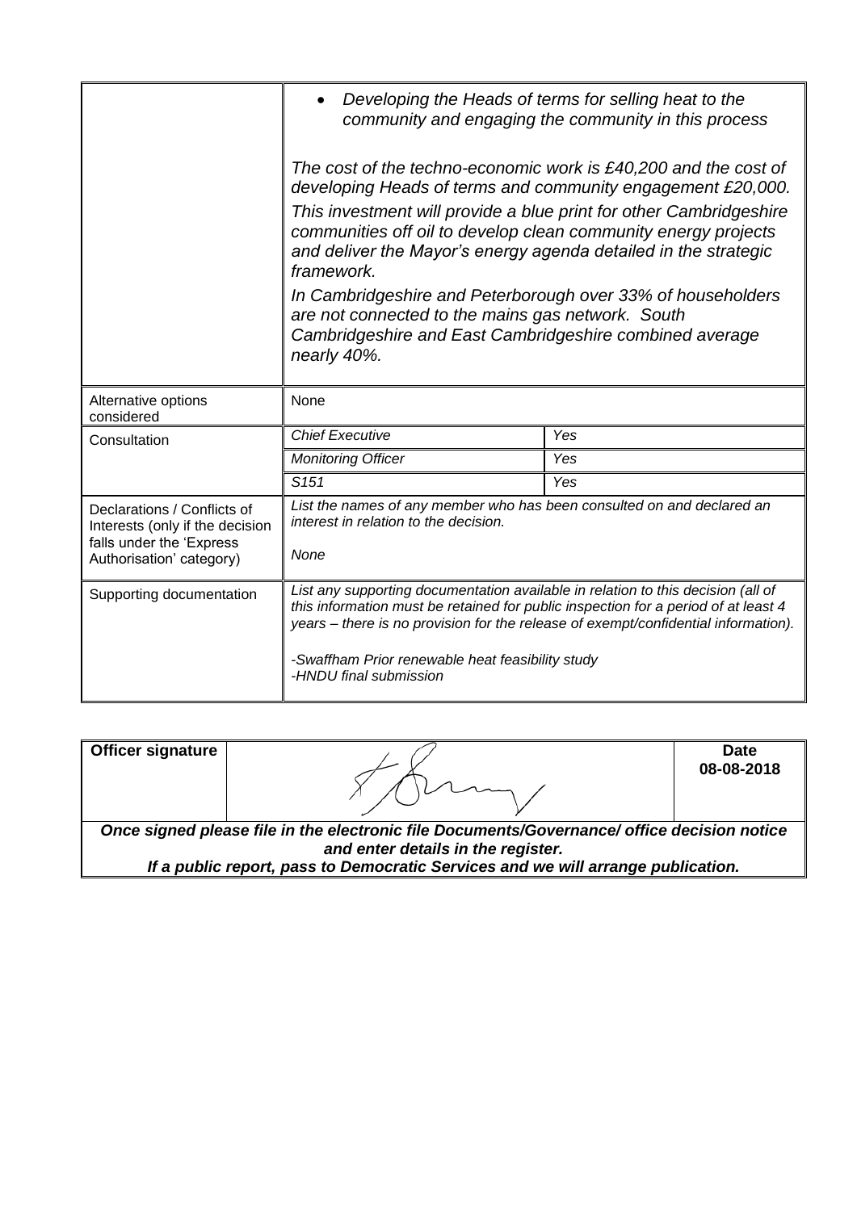| | | |
|---|---|---|
| | • *Developing the Heads of terms for selling heat to the community and engaging the community in this process*<br><br>*The cost of the techno-economic work is £40,200 and the cost of developing Heads of terms and community engagement £20,000.*<br><br>*This investment will provide a blue print for other Cambridgeshire communities off oil to develop clean community energy projects and deliver the Mayor's energy agenda detailed in the strategic framework.*<br><br>*In Cambridgeshire and Peterborough over 33% of householders are not connected to the mains gas network. South Cambridgeshire and East Cambridgeshire combined average nearly 40%.* | |
| Alternative options considered | None | |
| Consultation | *Chief Executive* | *Yes* |
| | *Monitoring Officer* | *Yes* |
| | *S151* | *Yes* |
| Declarations / Conflicts of Interests (only if the decision falls under the 'Express Authorisation' category) | *List the names of any member who has been consulted on and declared an interest in relation to the decision.*<br><br>*None* | |
| Supporting documentation | *List any supporting documentation available in relation to this decision (all of this information must be retained for public inspection for a period of at least 4 years – there is no provision for the release of exempt/confidential information).*<br><br>*-Swaffham Prior renewable heat feasibility study*<br>*-HNDU final submission* | |

| **Officer signature** | [signature] | **Date**<br>**08-08-2018** |
|---|---|---|

***Once signed please file in the electronic file Documents/Governance/ office decision notice and enter details in the register.***
***If a public report, pass to Democratic Services and we will arrange publication.***